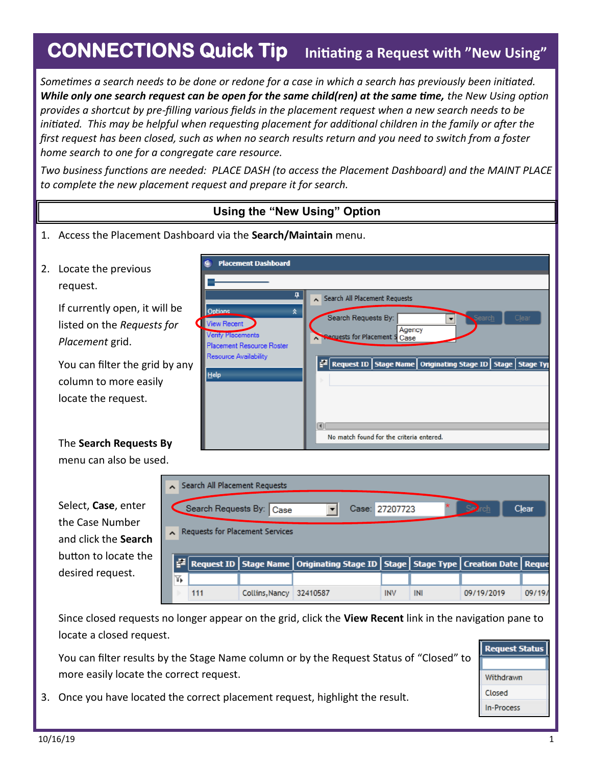# CONNECTIONS Quick Tip — Initiating a Request with "New Using"

*Sometimes a search needs to be done or redone for a case in which a search has previously been initiated.* ***While only one search request can be open for the same child(ren) at the same time,*** *the New Using option provides a shortcut by pre-filling various fields in the placement request when a new search needs to be initiated. This may be helpful when requesting placement for additional children in the family or after the first request has been closed, such as when no search results return and you need to switch from a foster home search to one for a congregate care resource.*

*Two business functions are needed: PLACE DASH (to access the Placement Dashboard) and the MAINT PLACE to complete the new placement request and prepare it for search.*

## Using the "New Using" Option

1. Access the Placement Dashboard via the **Search/Maintain** menu.

2. Locate the previous request.

   If currently open, it will be listed on the *Requests for Placement* grid.

   You can filter the grid by any column to more easily locate the request.

   The **Search Requests By** menu can also be used.

   Select, **Case**, enter the Case Number and click the **Search** button to locate the desired request.

   Since closed requests no longer appear on the grid, click the **View Recent** link in the navigation pane to locate a closed request.

   You can filter results by the Stage Name column or by the Request Status of "Closed" to more easily locate the correct request.

3. Once you have located the correct placement request, highlight the result.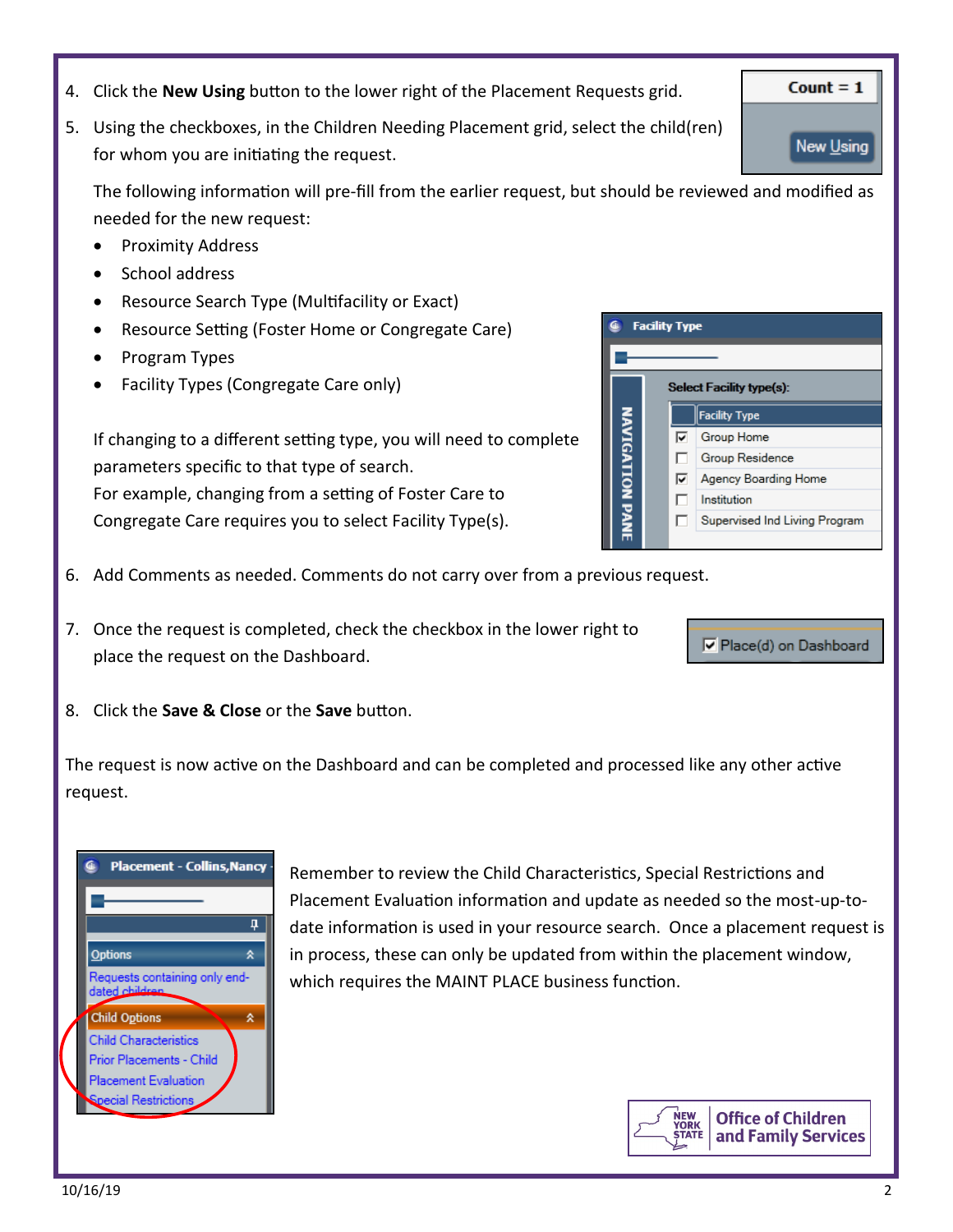4. Click the **New Using** button to the lower right of the Placement Requests grid.
5. Using the checkboxes, in the Children Needing Placement grid, select the child(ren) for whom you are initiating the request.

   The following information will pre-fill from the earlier request, but should be reviewed and modified as needed for the new request:

   - Proximity Address
   - School address
   - Resource Search Type (Multifacility or Exact)
   - Resource Setting (Foster Home or Congregate Care)
   - Program Types
   - Facility Types (Congregate Care only)

   If changing to a different setting type, you will need to complete parameters specific to that type of search.
   For example, changing from a setting of Foster Care to Congregate Care requires you to select Facility Type(s).

6. Add Comments as needed. Comments do not carry over from a previous request.

7. Once the request is completed, check the checkbox in the lower right to place the request on the Dashboard.

8. Click the **Save & Close** or the **Save** button.

The request is now active on the Dashboard and can be completed and processed like any other active request.

Remember to review the Child Characteristics, Special Restrictions and Placement Evaluation information and update as needed so the most-up-to-date information is used in your resource search. Once a placement request is in process, these can only be updated from within the placement window, which requires the MAINT PLACE business function.

10/16/19